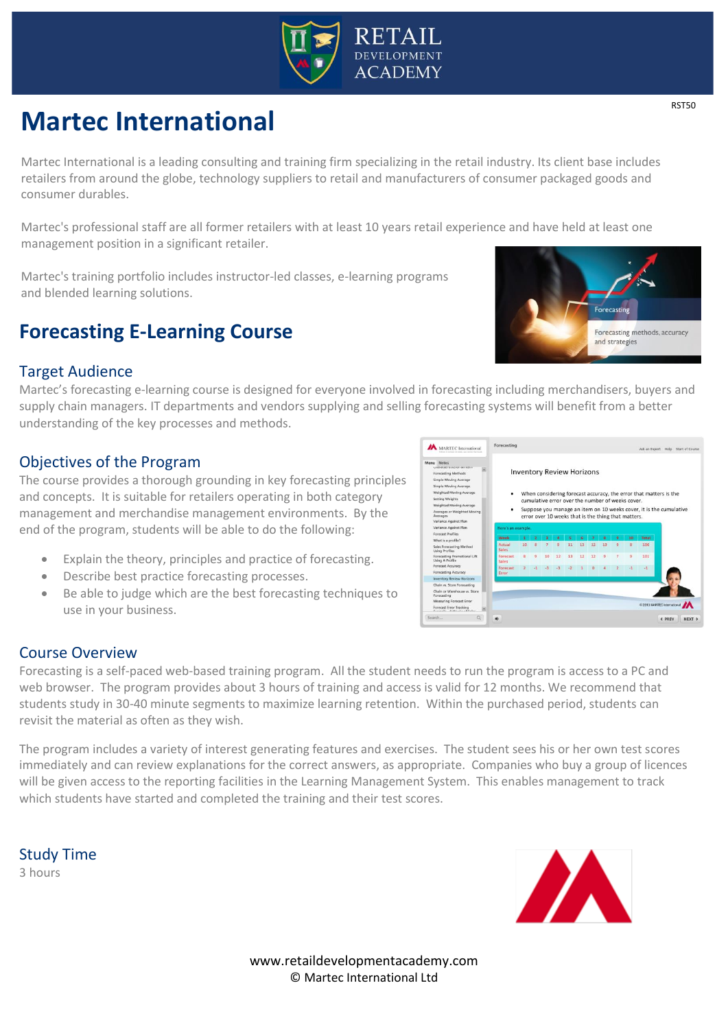RETAIL DEVELOPMENT ACADEMY

RST50

# Martec International

Martec International is a leading consulting and training firm specializing in the retail industry. Its client base includes retailers from around the globe, technology suppliers to retail and manufacturers of consumer packaged goods and consumer durables.

Martec's professional staff are all former retailers with at least 10 years retail experience and have held at least one management position in a significant retailer.

Martec's training portfolio includes instructor-led classes, e-learning programs and blended learning solutions.

## Forecasting E-Learning Course

### Target Audience

Martec's forecasting e-learning course is designed for everyone involved in forecasting including merchandisers, buyers and supply chain managers. IT departments and vendors supplying and selling forecasting systems will benefit from a better understanding of the key processes and methods.

### Objectives of the Program

The course provides a thorough grounding in key forecasting principles and concepts. It is suitable for retailers operating in both category management and merchandise management environments. By the end of the program, students will be able to do the following:

- Explain the theory, principles and practice of forecasting.
- Describe best practice forecasting processes.
- Be able to judge which are the best forecasting techniques to use in your business.

### Course Overview

Forecasting is a self-paced web-based training program. All the student needs to run the program is access to a PC and web browser. The program provides about 3 hours of training and access is valid for 12 months. We recommend that students study in 30-40 minute segments to maximize learning retention. Within the purchased period, students can revisit the material as often as they wish.

The program includes a variety of interest generating features and exercises. The student sees his or her own test scores immediately and can review explanations for the correct answers, as appropriate. Companies who buy a group of licences will be given access to the reporting facilities in the Learning Management System. This enables management to track which students have started and completed the training and their test scores.

### Study Time

3 hours

www.retaildevelopmentacademy.com
© Martec International Ltd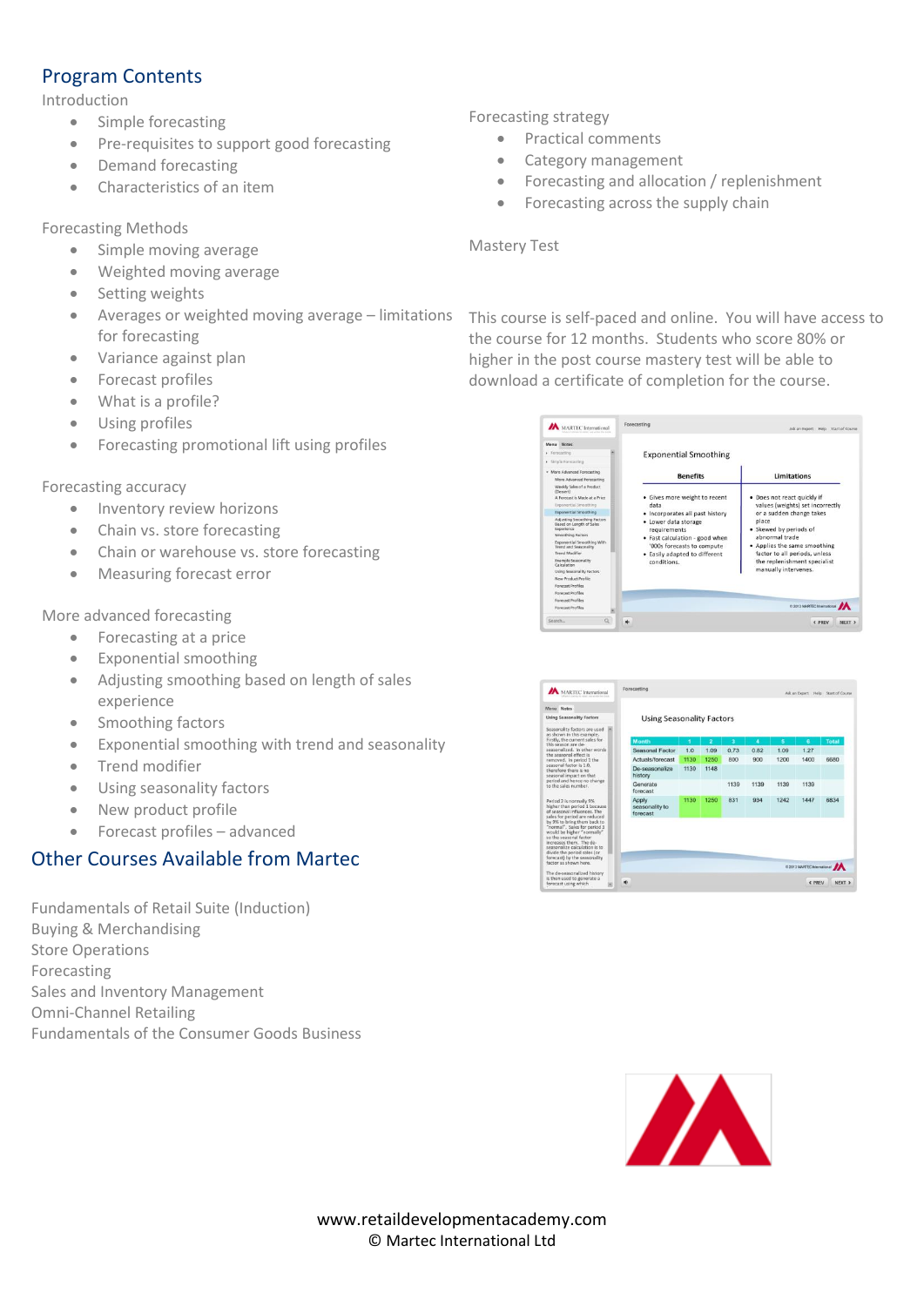## Program Contents

Introduction

- Simple forecasting
- Pre-requisites to support good forecasting
- Demand forecasting
- Characteristics of an item

Forecasting Methods

- Simple moving average
- Weighted moving average
- Setting weights
- Averages or weighted moving average – limitations for forecasting
- Variance against plan
- Forecast profiles
- What is a profile?
- Using profiles
- Forecasting promotional lift using profiles

Forecasting accuracy

- Inventory review horizons
- Chain vs. store forecasting
- Chain or warehouse vs. store forecasting
- Measuring forecast error

More advanced forecasting

- Forecasting at a price
- Exponential smoothing
- Adjusting smoothing based on length of sales experience
- Smoothing factors
- Exponential smoothing with trend and seasonality
- Trend modifier
- Using seasonality factors
- New product profile
- Forecast profiles – advanced

Forecasting strategy

- Practical comments
- Category management
- Forecasting and allocation / replenishment
- Forecasting across the supply chain

Mastery Test

This course is self-paced and online. You will have access to the course for 12 months. Students who score 80% or higher in the post course mastery test will be able to download a certificate of completion for the course.

## Other Courses Available from Martec

Fundamentals of Retail Suite (Induction)
Buying & Merchandising
Store Operations
Forecasting
Sales and Inventory Management
Omni-Channel Retailing
Fundamentals of the Consumer Goods Business

www.retaildevelopmentacademy.com
© Martec International Ltd